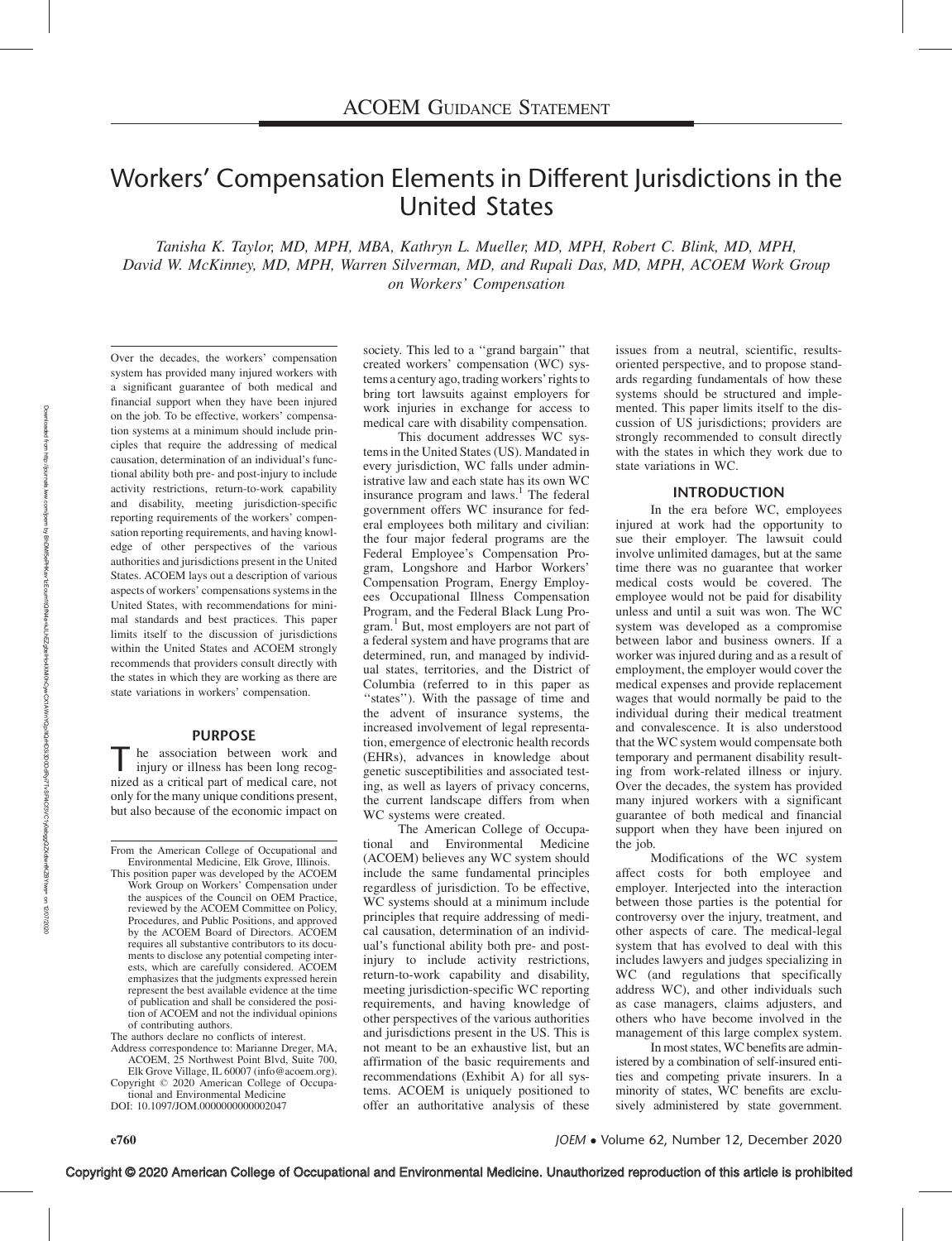ACOEM GUIDANCE STATEMENT

# Workers' Compensation Elements in Different Jurisdictions in the United States

*Tanisha K. Taylor, MD, MPH, MBA, Kathryn L. Mueller, MD, MPH, Robert C. Blink, MD, MPH, David W. McKinney, MD, MPH, Warren Silverman, MD, and Rupali Das, MD, MPH, ACOEM Work Group on Workers' Compensation*

Over the decades, the workers' compensation system has provided many injured workers with a significant guarantee of both medical and financial support when they have been injured on the job. To be effective, workers' compensation systems at a minimum should include principles that require the addressing of medical causation, determination of an individual's functional ability both pre- and post-injury to include activity restrictions, return-to-work capability and disability, meeting jurisdiction-specific reporting requirements of the workers' compensation reporting requirements, and having knowledge of other perspectives of the various authorities and jurisdictions present in the United States. ACOEM lays out a description of various aspects of workers' compensations systems in the United States, with recommendations for minimal standards and best practices. This paper limits itself to the discussion of jurisdictions within the United States and ACOEM strongly recommends that providers consult directly with the states in which they are working as there are state variations in workers' compensation.

From the American College of Occupational and Environmental Medicine, Elk Grove, Illinois.

This position paper was developed by the ACOEM Work Group on Workers' Compensation under the auspices of the Council on OEM Practice, reviewed by the ACOEM Committee on Policy, Procedures, and Public Positions, and approved by the ACOEM Board of Directors. ACOEM requires all substantive contributors to its documents to disclose any potential competing interests, which are carefully considered. ACOEM emphasizes that the judgments expressed herein represent the best available evidence at the time of publication and shall be considered the position of ACOEM and not the individual opinions of contributing authors.

The authors declare no conflicts of interest.

Address correspondence to: Marianne Dreger, MA, ACOEM, 25 Northwest Point Blvd, Suite 700, Elk Grove Village, IL 60007 (info@acoem.org).

Copyright © 2020 American College of Occupational and Environmental Medicine

DOI: 10.1097/JOM.0000000000002047

## PURPOSE

The association between work and injury or illness has been long recognized as a critical part of medical care, not only for the many unique conditions present, but also because of the economic impact on society. This led to a "grand bargain" that created workers' compensation (WC) systems a century ago, trading workers' rights to bring tort lawsuits against employers for work injuries in exchange for access to medical care with disability compensation.

This document addresses WC systems in the United States (US). Mandated in every jurisdiction, WC falls under administrative law and each state has its own WC insurance program and laws.[1] The federal government offers WC insurance for federal employees both military and civilian: the four major federal programs are the Federal Employee's Compensation Program, Longshore and Harbor Workers' Compensation Program, Energy Employees Occupational Illness Compensation Program, and the Federal Black Lung Program.[1] But, most employers are not part of a federal system and have programs that are determined, run, and managed by individual states, territories, and the District of Columbia (referred to in this paper as "states"). With the passage of time and the advent of insurance systems, the increased involvement of legal representation, emergence of electronic health records (EHRs), advances in knowledge about genetic susceptibilities and associated testing, as well as layers of privacy concerns, the current landscape differs from when WC systems were created.

The American College of Occupational and Environmental Medicine (ACOEM) believes any WC system should include the same fundamental principles regardless of jurisdiction. To be effective, WC systems should at a minimum include principles that require addressing of medical causation, determination of an individual's functional ability both pre- and post-injury to include activity restrictions, return-to-work capability and disability, meeting jurisdiction-specific WC reporting requirements, and having knowledge of other perspectives of the various authorities and jurisdictions present in the US. This is not meant to be an exhaustive list, but an affirmation of the basic requirements and recommendations (Exhibit A) for all systems. ACOEM is uniquely positioned to offer an authoritative analysis of these issues from a neutral, scientific, results-oriented perspective, and to propose standards regarding fundamentals of how these systems should be structured and implemented. This paper limits itself to the discussion of US jurisdictions; providers are strongly recommended to consult directly with the states in which they work due to state variations in WC.

## INTRODUCTION

In the era before WC, employees injured at work had the opportunity to sue their employer. The lawsuit could involve unlimited damages, but at the same time there was no guarantee that worker medical costs would be covered. The employee would not be paid for disability unless and until a suit was won. The WC system was developed as a compromise between labor and business owners. If a worker was injured during and as a result of employment, the employer would cover the medical expenses and provide replacement wages that would normally be paid to the individual during their medical treatment and convalescence. It is also understood that the WC system would compensate both temporary and permanent disability resulting from work-related illness or injury. Over the decades, the system has provided many injured workers with a significant guarantee of both medical and financial support when they have been injured on the job.

Modifications of the WC system affect costs for both employee and employer. Interjected into the interaction between those parties is the potential for controversy over the injury, treatment, and other aspects of care. The medical-legal system that has evolved to deal with this includes lawyers and judges specializing in WC (and regulations that specifically address WC), and other individuals such as case managers, claims adjusters, and others who have become involved in the management of this large complex system.

In most states, WC benefits are administered by a combination of self-insured entities and competing private insurers. In a minority of states, WC benefits are exclusively administered by state government.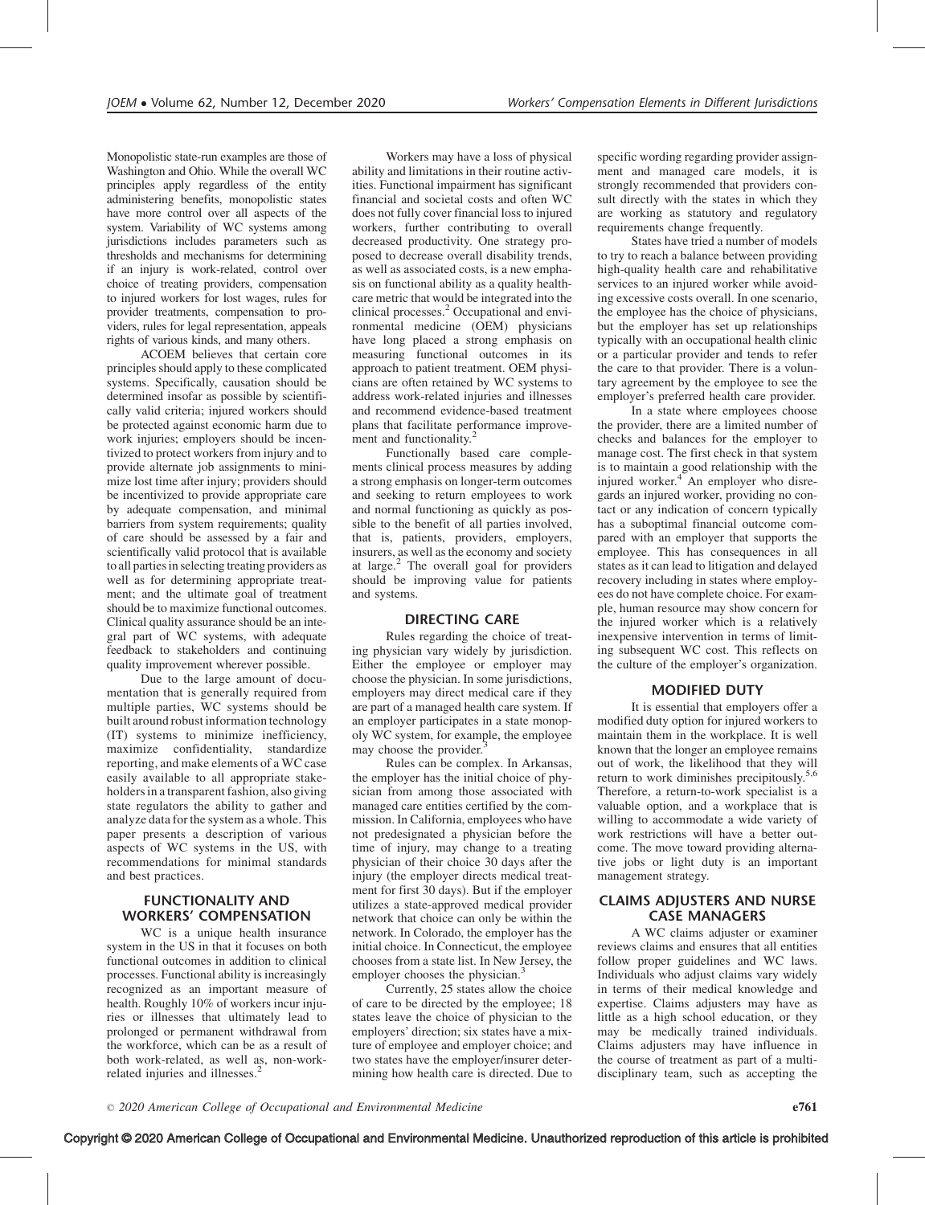Monopolistic state-run examples are those of Washington and Ohio. While the overall WC principles apply regardless of the entity administering benefits, monopolistic states have more control over all aspects of the system. Variability of WC systems among jurisdictions includes parameters such as thresholds and mechanisms for determining if an injury is work-related, control over choice of treating providers, compensation to injured workers for lost wages, rules for provider treatments, compensation to providers, rules for legal representation, appeals rights of various kinds, and many others.

ACOEM believes that certain core principles should apply to these complicated systems. Specifically, causation should be determined insofar as possible by scientifically valid criteria; injured workers should be protected against economic harm due to work injuries; employers should be incentivized to protect workers from injury and to provide alternate job assignments to minimize lost time after injury; providers should be incentivized to provide appropriate care by adequate compensation, and minimal barriers from system requirements; quality of care should be assessed by a fair and scientifically valid protocol that is available to all parties in selecting treating providers as well as for determining appropriate treatment; and the ultimate goal of treatment should be to maximize functional outcomes. Clinical quality assurance should be an integral part of WC systems, with adequate feedback to stakeholders and continuing quality improvement wherever possible.

Due to the large amount of documentation that is generally required from multiple parties, WC systems should be built around robust information technology (IT) systems to minimize inefficiency, maximize confidentiality, standardize reporting, and make elements of a WC case easily available to all appropriate stakeholders in a transparent fashion, also giving state regulators the ability to gather and analyze data for the system as a whole. This paper presents a description of various aspects of WC systems in the US, with recommendations for minimal standards and best practices.

## FUNCTIONALITY AND WORKERS' COMPENSATION

WC is a unique health insurance system in the US in that it focuses on both functional outcomes in addition to clinical processes. Functional ability is increasingly recognized as an important measure of health. Roughly 10% of workers incur injuries or illnesses that ultimately lead to prolonged or permanent withdrawal from the workforce, which can be as a result of both work-related, as well as, non-work-related injuries and illnesses.[2]

Workers may have a loss of physical ability and limitations in their routine activities. Functional impairment has significant financial and societal costs and often WC does not fully cover financial loss to injured workers, further contributing to overall decreased productivity. One strategy proposed to decrease overall disability trends, as well as associated costs, is a new emphasis on functional ability as a quality healthcare metric that would be integrated into the clinical processes.[2] Occupational and environmental medicine (OEM) physicians have long placed a strong emphasis on measuring functional outcomes in its approach to patient treatment. OEM physicians are often retained by WC systems to address work-related injuries and illnesses and recommend evidence-based treatment plans that facilitate performance improvement and functionality.[2]

Functionally based care complements clinical process measures by adding a strong emphasis on longer-term outcomes and seeking to return employees to work and normal functioning as quickly as possible to the benefit of all parties involved, that is, patients, providers, employers, insurers, as well as the economy and society at large.[2] The overall goal for providers should be improving value for patients and systems.

## DIRECTING CARE

Rules regarding the choice of treating physician vary widely by jurisdiction. Either the employee or employer may choose the physician. In some jurisdictions, employers may direct medical care if they are part of a managed health care system. If an employer participates in a state monopoly WC system, for example, the employee may choose the provider.[3]

Rules can be complex. In Arkansas, the employer has the initial choice of physician from among those associated with managed care entities certified by the commission. In California, employees who have not predesignated a physician before the time of injury, may change to a treating physician of their choice 30 days after the injury (the employer directs medical treatment for first 30 days). But if the employer utilizes a state-approved medical provider network that choice can only be within the network. In Colorado, the employer has the initial choice. In Connecticut, the employee chooses from a state list. In New Jersey, the employer chooses the physician.[3]

Currently, 25 states allow the choice of care to be directed by the employee; 18 states leave the choice of physician to the employers' direction; six states have a mixture of employee and employer choice; and two states have the employer/insurer determining how health care is directed. Due to specific wording regarding provider assignment and managed care models, it is strongly recommended that providers consult directly with the states in which they are working as statutory and regulatory requirements change frequently.

States have tried a number of models to try to reach a balance between providing high-quality health care and rehabilitative services to an injured worker while avoiding excessive costs overall. In one scenario, the employee has the choice of physicians, but the employer has set up relationships typically with an occupational health clinic or a particular provider and tends to refer the care to that provider. There is a voluntary agreement by the employee to see the employer's preferred health care provider.

In a state where employees choose the provider, there are a limited number of checks and balances for the employer to manage cost. The first check in that system is to maintain a good relationship with the injured worker.[4] An employer who disregards an injured worker, providing no contact or any indication of concern typically has a suboptimal financial outcome compared with an employer that supports the employee. This has consequences in all states as it can lead to litigation and delayed recovery including in states where employees do not have complete choice. For example, human resource may show concern for the injured worker which is a relatively inexpensive intervention in terms of limiting subsequent WC cost. This reflects on the culture of the employer's organization.

## MODIFIED DUTY

It is essential that employers offer a modified duty option for injured workers to maintain them in the workplace. It is well known that the longer an employee remains out of work, the likelihood that they will return to work diminishes precipitously.[5,6] Therefore, a return-to-work specialist is a valuable option, and a workplace that is willing to accommodate a wide variety of work restrictions will have a better outcome. The move toward providing alternative jobs or light duty is an important management strategy.

## CLAIMS ADJUSTERS AND NURSE CASE MANAGERS

A WC claims adjuster or examiner reviews claims and ensures that all entities follow proper guidelines and WC laws. Individuals who adjust claims vary widely in terms of their medical knowledge and expertise. Claims adjusters may have as little as a high school education, or they may be medically trained individuals. Claims adjusters may have influence in the course of treatment as part of a multidisciplinary team, such as accepting the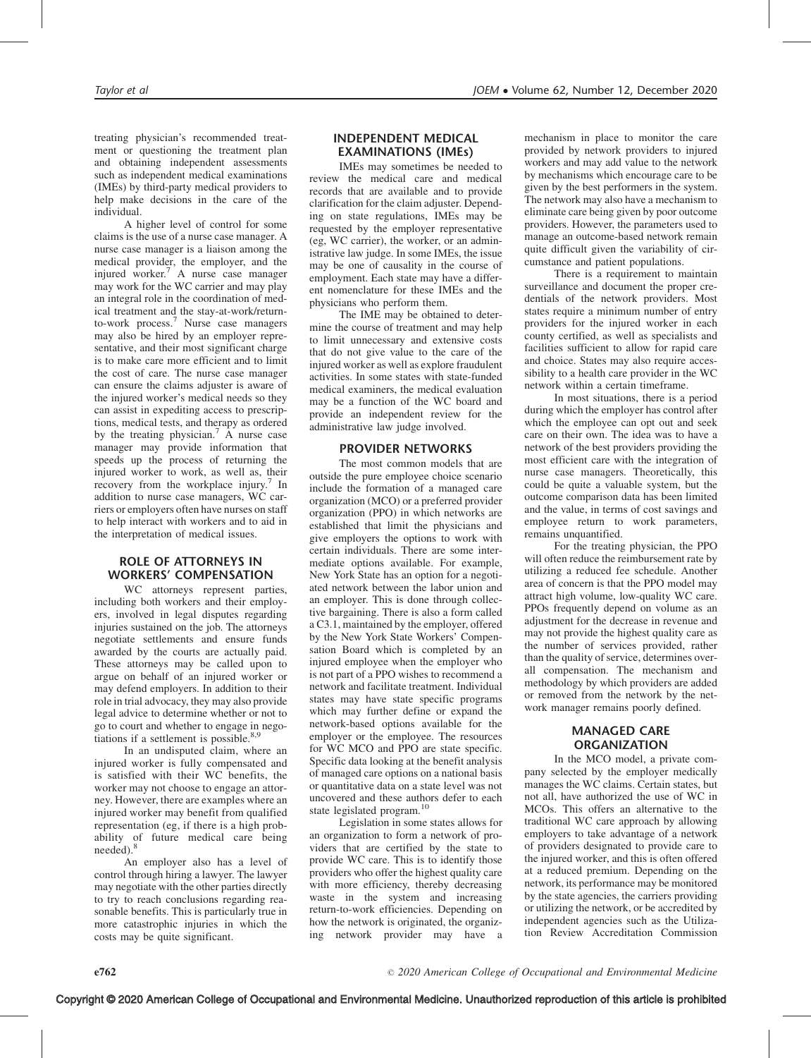treating physician's recommended treatment or questioning the treatment plan and obtaining independent assessments such as independent medical examinations (IMEs) by third-party medical providers to help make decisions in the care of the individual.

A higher level of control for some claims is the use of a nurse case manager. A nurse case manager is a liaison among the medical provider, the employer, and the injured worker.[7] A nurse case manager may work for the WC carrier and may play an integral role in the coordination of medical treatment and the stay-at-work/return-to-work process.[7] Nurse case managers may also be hired by an employer representative, and their most significant charge is to make care more efficient and to limit the cost of care. The nurse case manager can ensure the claims adjuster is aware of the injured worker's medical needs so they can assist in expediting access to prescriptions, medical tests, and therapy as ordered by the treating physician.[7] A nurse case manager may provide information that speeds up the process of returning the injured worker to work, as well as, their recovery from the workplace injury.[7] In addition to nurse case managers, WC carriers or employers often have nurses on staff to help interact with workers and to aid in the interpretation of medical issues.

## ROLE OF ATTORNEYS IN WORKERS' COMPENSATION

WC attorneys represent parties, including both workers and their employers, involved in legal disputes regarding injuries sustained on the job. The attorneys negotiate settlements and ensure funds awarded by the courts are actually paid. These attorneys may be called upon to argue on behalf of an injured worker or may defend employers. In addition to their role in trial advocacy, they may also provide legal advice to determine whether or not to go to court and whether to engage in negotiations if a settlement is possible.[8,9]

In an undisputed claim, where an injured worker is fully compensated and is satisfied with their WC benefits, the worker may not choose to engage an attorney. However, there are examples where an injured worker may benefit from qualified representation (eg, if there is a high probability of future medical care being needed).[8]

An employer also has a level of control through hiring a lawyer. The lawyer may negotiate with the other parties directly to try to reach conclusions regarding reasonable benefits. This is particularly true in more catastrophic injuries in which the costs may be quite significant.

## INDEPENDENT MEDICAL EXAMINATIONS (IMEs)

IMEs may sometimes be needed to review the medical care and medical records that are available and to provide clarification for the claim adjuster. Depending on state regulations, IMEs may be requested by the employer representative (eg, WC carrier), the worker, or an administrative law judge. In some IMEs, the issue may be one of causality in the course of employment. Each state may have a different nomenclature for these IMEs and the physicians who perform them.

The IME may be obtained to determine the course of treatment and may help to limit unnecessary and extensive costs that do not give value to the care of the injured worker as well as explore fraudulent activities. In some states with state-funded medical examiners, the medical evaluation may be a function of the WC board and provide an independent review for the administrative law judge involved.

## PROVIDER NETWORKS

The most common models that are outside the pure employee choice scenario include the formation of a managed care organization (MCO) or a preferred provider organization (PPO) in which networks are established that limit the physicians and give employers the options to work with certain individuals. There are some intermediate options available. For example, New York State has an option for a negotiated network between the labor union and an employer. This is done through collective bargaining. There is also a form called a C3.1, maintained by the employer, offered by the New York State Workers' Compensation Board which is completed by an injured employee when the employer who is not part of a PPO wishes to recommend a network and facilitate treatment. Individual states may have state specific programs which may further define or expand the network-based options available for the employer or the employee. The resources for WC MCO and PPO are state specific. Specific data looking at the benefit analysis of managed care options on a national basis or quantitative data on a state level was not uncovered and these authors defer to each state legislated program.[10]

Legislation in some states allows for an organization to form a network of providers that are certified by the state to provide WC care. This is to identify those providers who offer the highest quality care with more efficiency, thereby decreasing waste in the system and increasing return-to-work efficiencies. Depending on how the network is originated, the organizing network provider may have a mechanism in place to monitor the care provided by network providers to injured workers and may add value to the network by mechanisms which encourage care to be given by the best performers in the system. The network may also have a mechanism to eliminate care being given by poor outcome providers. However, the parameters used to manage an outcome-based network remain quite difficult given the variability of circumstance and patient populations.

There is a requirement to maintain surveillance and document the proper credentials of the network providers. Most states require a minimum number of entry providers for the injured worker in each county certified, as well as specialists and facilities sufficient to allow for rapid care and choice. States may also require accessibility to a health care provider in the WC network within a certain timeframe.

In most situations, there is a period during which the employer has control after which the employee can opt out and seek care on their own. The idea was to have a network of the best providers providing the most efficient care with the integration of nurse case managers. Theoretically, this could be quite a valuable system, but the outcome comparison data has been limited and the value, in terms of cost savings and employee return to work parameters, remains unquantified.

For the treating physician, the PPO will often reduce the reimbursement rate by utilizing a reduced fee schedule. Another area of concern is that the PPO model may attract high volume, low-quality WC care. PPOs frequently depend on volume as an adjustment for the decrease in revenue and may not provide the highest quality care as the number of services provided, rather than the quality of service, determines overall compensation. The mechanism and methodology by which providers are added or removed from the network by the network manager remains poorly defined.

## MANAGED CARE ORGANIZATION

In the MCO model, a private company selected by the employer medically manages the WC claims. Certain states, but not all, have authorized the use of WC in MCOs. This offers an alternative to the traditional WC care approach by allowing employers to take advantage of a network of providers designated to provide care to the injured worker, and this is often offered at a reduced premium. Depending on the network, its performance may be monitored by the state agencies, the carriers providing or utilizing the network, or be accredited by independent agencies such as the Utilization Review Accreditation Commission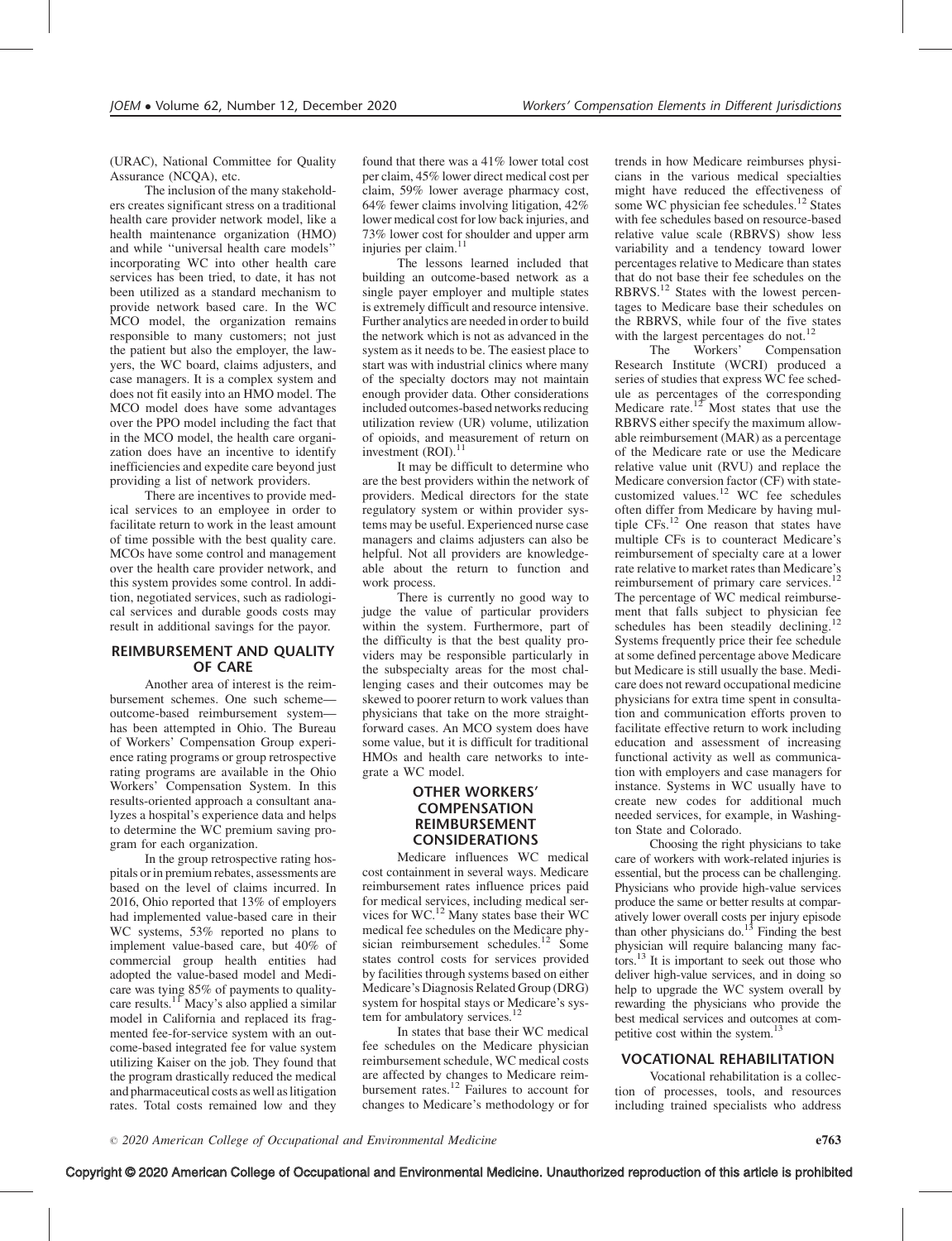(URAC), National Committee for Quality Assurance (NCQA), etc.

The inclusion of the many stakeholders creates significant stress on a traditional health care provider network model, like a health maintenance organization (HMO) and while ''universal health care models'' incorporating WC into other health care services has been tried, to date, it has not been utilized as a standard mechanism to provide network based care. In the WC MCO model, the organization remains responsible to many customers; not just the patient but also the employer, the lawyers, the WC board, claims adjusters, and case managers. It is a complex system and does not fit easily into an HMO model. The MCO model does have some advantages over the PPO model including the fact that in the MCO model, the health care organization does have an incentive to identify inefficiencies and expedite care beyond just providing a list of network providers.

There are incentives to provide medical services to an employee in order to facilitate return to work in the least amount of time possible with the best quality care. MCOs have some control and management over the health care provider network, and this system provides some control. In addition, negotiated services, such as radiological services and durable goods costs may result in additional savings for the payor.

## REIMBURSEMENT AND QUALITY OF CARE

Another area of interest is the reimbursement schemes. One such scheme—outcome-based reimbursement system—has been attempted in Ohio. The Bureau of Workers' Compensation Group experience rating programs or group retrospective rating programs are available in the Ohio Workers' Compensation System. In this results-oriented approach a consultant analyzes a hospital's experience data and helps to determine the WC premium saving program for each organization.

In the group retrospective rating hospitals or in premium rebates, assessments are based on the level of claims incurred. In 2016, Ohio reported that 13% of employers had implemented value-based care in their WC systems, 53% reported no plans to implement value-based care, but 40% of commercial group health entities had adopted the value-based model and Medicare was tying 85% of payments to quality-care results.[11] Macy's also applied a similar model in California and replaced its fragmented fee-for-service system with an outcome-based integrated fee for value system utilizing Kaiser on the job. They found that the program drastically reduced the medical and pharmaceutical costs as well as litigation rates. Total costs remained low and they found that there was a 41% lower total cost per claim, 45% lower direct medical cost per claim, 59% lower average pharmacy cost, 64% fewer claims involving litigation, 42% lower medical cost for low back injuries, and 73% lower cost for shoulder and upper arm injuries per claim.[11]

The lessons learned included that building an outcome-based network as a single payer employer and multiple states is extremely difficult and resource intensive. Further analytics are needed in order to build the network which is not as advanced in the system as it needs to be. The easiest place to start was with industrial clinics where many of the specialty doctors may not maintain enough provider data. Other considerations included outcomes-based networks reducing utilization review (UR) volume, utilization of opioids, and measurement of return on investment (ROI).[11]

It may be difficult to determine who are the best providers within the network of providers. Medical directors for the state regulatory system or within provider systems may be useful. Experienced nurse case managers and claims adjusters can also be helpful. Not all providers are knowledgeable about the return to function and work process.

There is currently no good way to judge the value of particular providers within the system. Furthermore, part of the difficulty is that the best quality providers may be responsible particularly in the subspecialty areas for the most challenging cases and their outcomes may be skewed to poorer return to work values than physicians that take on the more straightforward cases. An MCO system does have some value, but it is difficult for traditional HMOs and health care networks to integrate a WC model.

### OTHER WORKERS' COMPENSATION REIMBURSEMENT CONSIDERATIONS

Medicare influences WC medical cost containment in several ways. Medicare reimbursement rates influence prices paid for medical services, including medical services for WC.[12] Many states base their WC medical fee schedules on the Medicare physician reimbursement schedules.[12] Some states control costs for services provided by facilities through systems based on either Medicare's Diagnosis Related Group (DRG) system for hospital stays or Medicare's system for ambulatory services.[12]

In states that base their WC medical fee schedules on the Medicare physician reimbursement schedule, WC medical costs are affected by changes to Medicare reimbursement rates.[12] Failures to account for changes to Medicare's methodology or for trends in how Medicare reimburses physicians in the various medical specialties might have reduced the effectiveness of some WC physician fee schedules.[12] States with fee schedules based on resource-based relative value scale (RBRVS) show less variability and a tendency toward lower percentages relative to Medicare than states that do not base their fee schedules on the RBRVS.[12] States with the lowest percentages to Medicare base their schedules on the RBRVS, while four of the five states with the largest percentages do not.[12]

The Workers' Compensation Research Institute (WCRI) produced a series of studies that express WC fee schedule as percentages of the corresponding Medicare rate.[12] Most states that use the RBRVS either specify the maximum allowable reimbursement (MAR) as a percentage of the Medicare rate or use the Medicare relative value unit (RVU) and replace the Medicare conversion factor (CF) with state-customized values.[12] WC fee schedules often differ from Medicare by having multiple CFs.[12] One reason that states have multiple CFs is to counteract Medicare's reimbursement of specialty care at a lower rate relative to market rates than Medicare's reimbursement of primary care services.[12] The percentage of WC medical reimbursement that falls subject to physician fee schedules has been steadily declining.[12] Systems frequently price their fee schedule at some defined percentage above Medicare but Medicare is still usually the base. Medicare does not reward occupational medicine physicians for extra time spent in consultation and communication efforts proven to facilitate effective return to work including education and assessment of increasing functional activity as well as communication with employers and case managers for instance. Systems in WC usually have to create new codes for additional much needed services, for example, in Washington State and Colorado.

Choosing the right physicians to take care of workers with work-related injuries is essential, but the process can be challenging. Physicians who provide high-value services produce the same or better results at comparatively lower overall costs per injury episode than other physicians do.[13] Finding the best physician will require balancing many factors.[13] It is important to seek out those who deliver high-value services, and in doing so help to upgrade the WC system overall by rewarding the physicians who provide the best medical services and outcomes at competitive cost within the system.[13]

## VOCATIONAL REHABILITATION

Vocational rehabilitation is a collection of processes, tools, and resources including trained specialists who address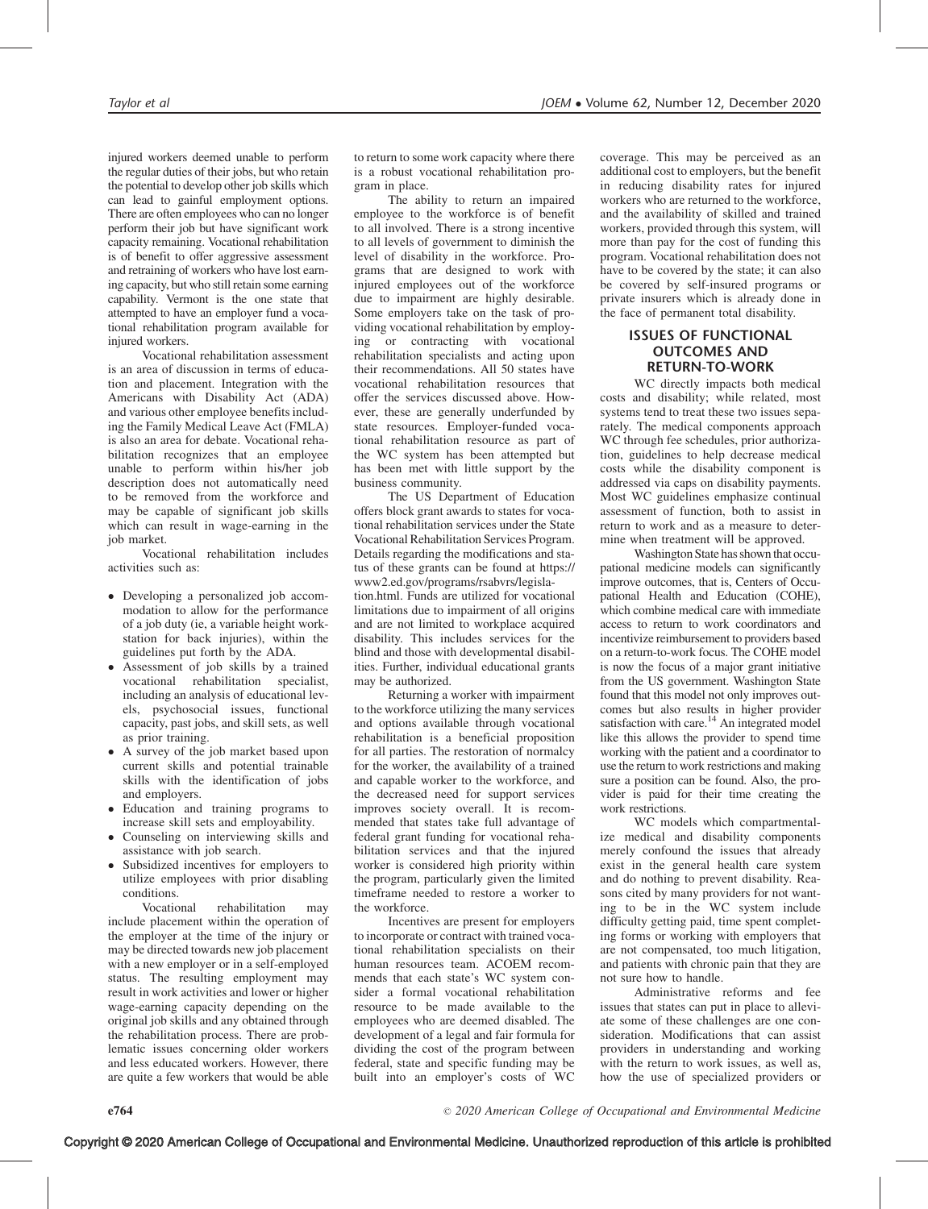injured workers deemed unable to perform the regular duties of their jobs, but who retain the potential to develop other job skills which can lead to gainful employment options. There are often employees who can no longer perform their job but have significant work capacity remaining. Vocational rehabilitation is of benefit to offer aggressive assessment and retraining of workers who have lost earning capacity, but who still retain some earning capability. Vermont is the one state that attempted to have an employer fund a vocational rehabilitation program available for injured workers.

Vocational rehabilitation assessment is an area of discussion in terms of education and placement. Integration with the Americans with Disability Act (ADA) and various other employee benefits including the Family Medical Leave Act (FMLA) is also an area for debate. Vocational rehabilitation recognizes that an employee unable to perform within his/her job description does not automatically need to be removed from the workforce and may be capable of significant job skills which can result in wage-earning in the job market.

Vocational rehabilitation includes activities such as:

- Developing a personalized job accommodation to allow for the performance of a job duty (ie, a variable height workstation for back injuries), within the guidelines put forth by the ADA.
- Assessment of job skills by a trained vocational rehabilitation specialist, including an analysis of educational levels, psychosocial issues, functional capacity, past jobs, and skill sets, as well as prior training.
- A survey of the job market based upon current skills and potential trainable skills with the identification of jobs and employers.
- Education and training programs to increase skill sets and employability.
- Counseling on interviewing skills and assistance with job search.
- Subsidized incentives for employers to utilize employees with prior disabling conditions.

Vocational rehabilitation may include placement within the operation of the employer at the time of the injury or may be directed towards new job placement with a new employer or in a self-employed status. The resulting employment may result in work activities and lower or higher wage-earning capacity depending on the original job skills and any obtained through the rehabilitation process. There are problematic issues concerning older workers and less educated workers. However, there are quite a few workers that would be able to return to some work capacity where there is a robust vocational rehabilitation program in place.

The ability to return an impaired employee to the workforce is of benefit to all involved. There is a strong incentive to all levels of government to diminish the level of disability in the workforce. Programs that are designed to work with injured employees out of the workforce due to impairment are highly desirable. Some employers take on the task of providing vocational rehabilitation by employing or contracting with vocational rehabilitation specialists and acting upon their recommendations. All 50 states have vocational rehabilitation resources that offer the services discussed above. However, these are generally underfunded by state resources. Employer-funded vocational rehabilitation resource as part of the WC system has been attempted but has been met with little support by the business community.

The US Department of Education offers block grant awards to states for vocational rehabilitation services under the State Vocational Rehabilitation Services Program. Details regarding the modifications and status of these grants can be found at https://www2.ed.gov/programs/rsabvrs/legislation.html. Funds are utilized for vocational limitations due to impairment of all origins and are not limited to workplace acquired disability. This includes services for the blind and those with developmental disabilities. Further, individual educational grants may be authorized.

Returning a worker with impairment to the workforce utilizing the many services and options available through vocational rehabilitation is a beneficial proposition for all parties. The restoration of normalcy for the worker, the availability of a trained and capable worker to the workforce, and the decreased need for support services improves society overall. It is recommended that states take full advantage of federal grant funding for vocational rehabilitation services and that the injured worker is considered high priority within the program, particularly given the limited timeframe needed to restore a worker to the workforce.

Incentives are present for employers to incorporate or contract with trained vocational rehabilitation specialists on their human resources team. ACOEM recommends that each state's WC system consider a formal vocational rehabilitation resource to be made available to the employees who are deemed disabled. The development of a legal and fair formula for dividing the cost of the program between federal, state and specific funding may be built into an employer's costs of WC coverage. This may be perceived as an additional cost to employers, but the benefit in reducing disability rates for injured workers who are returned to the workforce, and the availability of skilled and trained workers, provided through this system, will more than pay for the cost of funding this program. Vocational rehabilitation does not have to be covered by the state; it can also be covered by self-insured programs or private insurers which is already done in the face of permanent total disability.

## ISSUES OF FUNCTIONAL OUTCOMES AND RETURN-TO-WORK

WC directly impacts both medical costs and disability; while related, most systems tend to treat these two issues separately. The medical components approach WC through fee schedules, prior authorization, guidelines to help decrease medical costs while the disability component is addressed via caps on disability payments. Most WC guidelines emphasize continual assessment of function, both to assist in return to work and as a measure to determine when treatment will be approved.

Washington State has shown that occupational medicine models can significantly improve outcomes, that is, Centers of Occupational Health and Education (COHE), which combine medical care with immediate access to return to work coordinators and incentivize reimbursement to providers based on a return-to-work focus. The COHE model is now the focus of a major grant initiative from the US government. Washington State found that this model not only improves outcomes but also results in higher provider satisfaction with care.[14] An integrated model like this allows the provider to spend time working with the patient and a coordinator to use the return to work restrictions and making sure a position can be found. Also, the provider is paid for their time creating the work restrictions.

WC models which compartmentalize medical and disability components merely confound the issues that already exist in the general health care system and do nothing to prevent disability. Reasons cited by many providers for not wanting to be in the WC system include difficulty getting paid, time spent completing forms or working with employers that are not compensated, too much litigation, and patients with chronic pain that they are not sure how to handle.

Administrative reforms and fee issues that states can put in place to alleviate some of these challenges are one consideration. Modifications that can assist providers in understanding and working with the return to work issues, as well as, how the use of specialized providers or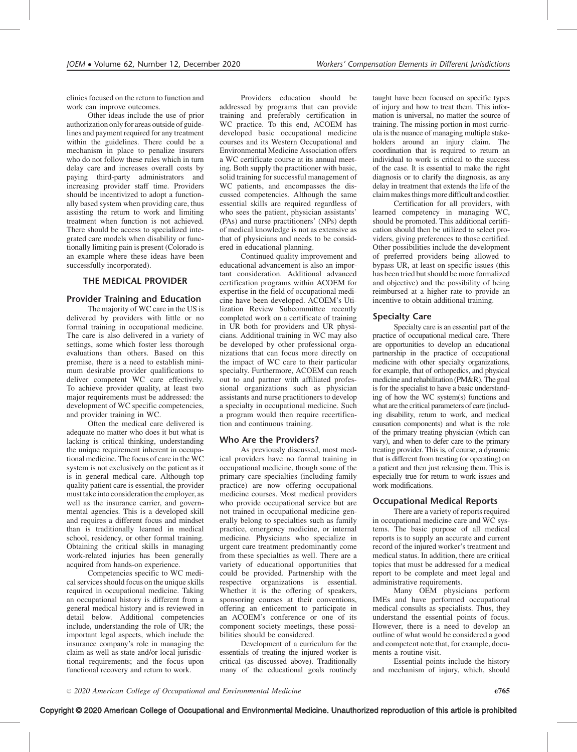clinics focused on the return to function and work can improve outcomes.

Other ideas include the use of prior authorization only for areas outside of guidelines and payment required for any treatment within the guidelines. There could be a mechanism in place to penalize insurers who do not follow these rules which in turn delay care and increases overall costs by paying third-party administrators and increasing provider staff time. Providers should be incentivized to adopt a functionally based system when providing care, thus assisting the return to work and limiting treatment when function is not achieved. There should be access to specialized integrated care models when disability or functionally limiting pain is present (Colorado is an example where these ideas have been successfully incorporated).

## THE MEDICAL PROVIDER

### Provider Training and Education

The majority of WC care in the US is delivered by providers with little or no formal training in occupational medicine. The care is also delivered in a variety of settings, some which foster less thorough evaluations than others. Based on this premise, there is a need to establish minimum desirable provider qualifications to deliver competent WC care effectively. To achieve provider quality, at least two major requirements must be addressed: the development of WC specific competencies, and provider training in WC.

Often the medical care delivered is adequate no matter who does it but what is lacking is critical thinking, understanding the unique requirement inherent in occupational medicine. The focus of care in the WC system is not exclusively on the patient as it is in general medical care. Although top quality patient care is essential, the provider must take into consideration the employer, as well as the insurance carrier, and governmental agencies. This is a developed skill and requires a different focus and mindset than is traditionally learned in medical school, residency, or other formal training. Obtaining the critical skills in managing work-related injuries has been generally acquired from hands-on experience.

Competencies specific to WC medical services should focus on the unique skills required in occupational medicine. Taking an occupational history is different from a general medical history and is reviewed in detail below. Additional competencies include, understanding the role of UR; the important legal aspects, which include the insurance company's role in managing the claim as well as state and/or local jurisdictional requirements; and the focus upon functional recovery and return to work.

Providers education should be addressed by programs that can provide training and preferably certification in WC practice. To this end, ACOEM has developed basic occupational medicine courses and its Western Occupational and Environmental Medicine Association offers a WC certificate course at its annual meeting. Both supply the practitioner with basic, solid training for successful management of WC patients, and encompasses the discussed competencies. Although the same essential skills are required regardless of who sees the patient, physician assistants' (PAs) and nurse practitioners' (NPs) depth of medical knowledge is not as extensive as that of physicians and needs to be considered in educational planning.

Continued quality improvement and educational advancement is also an important consideration. Additional advanced certification programs within ACOEM for expertise in the field of occupational medicine have been developed. ACOEM's Utilization Review Subcommittee recently completed work on a certificate of training in UR both for providers and UR physicians. Additional training in WC may also be developed by other professional organizations that can focus more directly on the impact of WC care to their particular specialty. Furthermore, ACOEM can reach out to and partner with affiliated professional organizations such as physician assistants and nurse practitioners to develop a specialty in occupational medicine. Such a program would then require recertification and continuous training.

### Who Are the Providers?

As previously discussed, most medical providers have no formal training in occupational medicine, though some of the primary care specialties (including family practice) are now offering occupational medicine courses. Most medical providers who provide occupational service but are not trained in occupational medicine generally belong to specialties such as family practice, emergency medicine, or internal medicine. Physicians who specialize in urgent care treatment predominantly come from these specialties as well. There are a variety of educational opportunities that could be provided. Partnership with the respective organizations is essential. Whether it is the offering of speakers, sponsoring courses at their conventions, offering an enticement to participate in an ACOEM's conference or one of its component society meetings, these possibilities should be considered.

Development of a curriculum for the essentials of treating the injured worker is critical (as discussed above). Traditionally many of the educational goals routinely taught have been focused on specific types of injury and how to treat them. This information is universal, no matter the source of training. The missing portion in most curricula is the nuance of managing multiple stakeholders around an injury claim. The coordination that is required to return an individual to work is critical to the success of the case. It is essential to make the right diagnosis or to clarify the diagnosis, as any delay in treatment that extends the life of the claim makes things more difficult and costlier.

Certification for all providers, with learned competency in managing WC, should be promoted. This additional certification should then be utilized to select providers, giving preferences to those certified. Other possibilities include the development of preferred providers being allowed to bypass UR, at least on specific issues (this has been tried but should be more formalized and objective) and the possibility of being reimbursed at a higher rate to provide an incentive to obtain additional training.

### Specialty Care

Specialty care is an essential part of the practice of occupational medical care. There are opportunities to develop an educational partnership in the practice of occupational medicine with other specialty organizations, for example, that of orthopedics, and physical medicine and rehabilitation (PM&R). The goal is for the specialist to have a basic understanding of how the WC system(s) functions and what are the critical parameters of care (including disability, return to work, and medical causation components) and what is the role of the primary treating physician (which can vary), and when to defer care to the primary treating provider. This is, of course, a dynamic that is different from treating (or operating) on a patient and then just releasing them. This is especially true for return to work issues and work modifications.

### Occupational Medical Reports

There are a variety of reports required in occupational medicine care and WC systems. The basic purpose of all medical reports is to supply an accurate and current record of the injured worker's treatment and medical status. In addition, there are critical topics that must be addressed for a medical report to be complete and meet legal and administrative requirements.

Many OEM physicians perform IMEs and have performed occupational medical consults as specialists. Thus, they understand the essential points of focus. However, there is a need to develop an outline of what would be considered a good and competent note that, for example, documents a routine visit.

Essential points include the history and mechanism of injury, which, should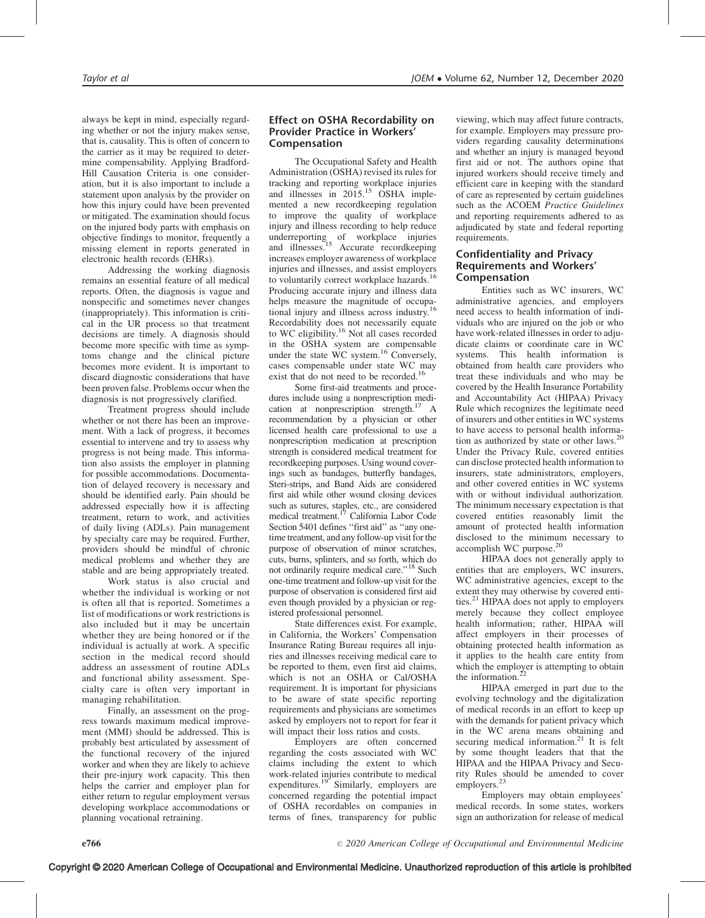always be kept in mind, especially regarding whether or not the injury makes sense, that is, causality. This is often of concern to the carrier as it may be required to determine compensability. Applying Bradford-Hill Causation Criteria is one consideration, but it is also important to include a statement upon analysis by the provider on how this injury could have been prevented or mitigated. The examination should focus on the injured body parts with emphasis on objective findings to monitor, frequently a missing element in reports generated in electronic health records (EHRs).

Addressing the working diagnosis remains an essential feature of all medical reports. Often, the diagnosis is vague and nonspecific and sometimes never changes (inappropriately). This information is critical in the UR process so that treatment decisions are timely. A diagnosis should become more specific with time as symptoms change and the clinical picture becomes more evident. It is important to discard diagnostic considerations that have been proven false. Problems occur when the diagnosis is not progressively clarified.

Treatment progress should include whether or not there has been an improvement. With a lack of progress, it becomes essential to intervene and try to assess why progress is not being made. This information also assists the employer in planning for possible accommodations. Documentation of delayed recovery is necessary and should be identified early. Pain should be addressed especially how it is affecting treatment, return to work, and activities of daily living (ADLs). Pain management by specialty care may be required. Further, providers should be mindful of chronic medical problems and whether they are stable and are being appropriately treated.

Work status is also crucial and whether the individual is working or not is often all that is reported. Sometimes a list of modifications or work restrictions is also included but it may be uncertain whether they are being honored or if the individual is actually at work. A specific section in the medical record should address an assessment of routine ADLs and functional ability assessment. Specialty care is often very important in managing rehabilitation.

Finally, an assessment on the progress towards maximum medical improvement (MMI) should be addressed. This is probably best articulated by assessment of the functional recovery of the injured worker and when they are likely to achieve their pre-injury work capacity. This then helps the carrier and employer plan for either return to regular employment versus developing workplace accommodations or planning vocational retraining.

## Effect on OSHA Recordability on Provider Practice in Workers' Compensation

The Occupational Safety and Health Administration (OSHA) revised its rules for tracking and reporting workplace injuries and illnesses in 2015.[15] OSHA implemented a new recordkeeping regulation to improve the quality of workplace injury and illness recording to help reduce underreporting of workplace injuries and illnesses.[15] Accurate recordkeeping increases employer awareness of workplace injuries and illnesses, and assist employers to voluntarily correct workplace hazards.[16] Producing accurate injury and illness data helps measure the magnitude of occupational injury and illness across industry.[16] Recordability does not necessarily equate to WC eligibility.[16] Not all cases recorded in the OSHA system are compensable under the state WC system.[16] Conversely, cases compensable under state WC may exist that do not need to be recorded.[16]

Some first-aid treatments and procedures include using a nonprescription medication at nonprescription strength.[17] A recommendation by a physician or other licensed health care professional to use a nonprescription medication at prescription strength is considered medical treatment for recordkeeping purposes. Using wound coverings such as bandages, butterfly bandages, Steri-strips, and Band Aids are considered first aid while other wound closing devices such as sutures, staples, etc., are considered medical treatment.[17] California Labor Code Section 5401 defines "first aid" as "any one-time treatment, and any follow-up visit for the purpose of observation of minor scratches, cuts, burns, splinters, and so forth, which do not ordinarily require medical care."[18] Such one-time treatment and follow-up visit for the purpose of observation is considered first aid even though provided by a physician or registered professional personnel.

State differences exist. For example, in California, the Workers' Compensation Insurance Rating Bureau requires all injuries and illnesses receiving medical care to be reported to them, even first aid claims, which is not an OSHA or Cal/OSHA requirement. It is important for physicians to be aware of state specific reporting requirements and physicians are sometimes asked by employers not to report for fear it will impact their loss ratios and costs.

Employers are often concerned regarding the costs associated with WC claims including the extent to which work-related injuries contribute to medical expenditures.[19] Similarly, employers are concerned regarding the potential impact of OSHA recordables on companies in terms of fines, transparency for public viewing, which may affect future contracts, for example. Employers may pressure providers regarding causality determinations and whether an injury is managed beyond first aid or not. The authors opine that injured workers should receive timely and efficient care in keeping with the standard of care as represented by certain guidelines such as the ACOEM *Practice Guidelines* and reporting requirements adhered to as adjudicated by state and federal reporting requirements.

## Confidentiality and Privacy Requirements and Workers' Compensation

Entities such as WC insurers, WC administrative agencies, and employers need access to health information of individuals who are injured on the job or who have work-related illnesses in order to adjudicate claims or coordinate care in WC systems. This health information is obtained from health care providers who treat these individuals and who may be covered by the Health Insurance Portability and Accountability Act (HIPAA) Privacy Rule which recognizes the legitimate need of insurers and other entities in WC systems to have access to personal health information as authorized by state or other laws.[20] Under the Privacy Rule, covered entities can disclose protected health information to insurers, state administrators, employers, and other covered entities in WC systems with or without individual authorization. The minimum necessary expectation is that covered entities reasonably limit the amount of protected health information disclosed to the minimum necessary to accomplish WC purpose.[20]

HIPAA does not generally apply to entities that are employers, WC insurers, WC administrative agencies, except to the extent they may otherwise by covered entities.[21] HIPAA does not apply to employers merely because they collect employee health information; rather, HIPAA will affect employers in their processes of obtaining protected health information as it applies to the health care entity from which the employer is attempting to obtain the information.[22]

HIPAA emerged in part due to the evolving technology and the digitalization of medical records in an effort to keep up with the demands for patient privacy which in the WC arena means obtaining and securing medical information.[21] It is felt by some thought leaders that that the HIPAA and the HIPAA Privacy and Security Rules should be amended to cover employers.[23]

Employers may obtain employees' medical records. In some states, workers sign an authorization for release of medical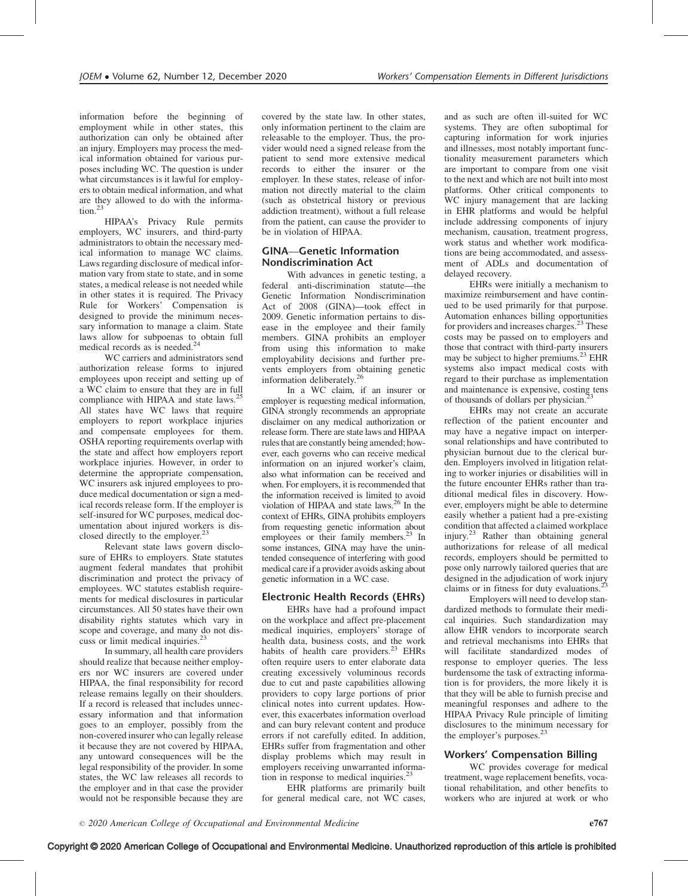information before the beginning of employment while in other states, this authorization can only be obtained after an injury. Employers may process the medical information obtained for various purposes including WC. The question is under what circumstances is it lawful for employers to obtain medical information, and what are they allowed to do with the information.[23]

HIPAA's Privacy Rule permits employers, WC insurers, and third-party administrators to obtain the necessary medical information to manage WC claims. Laws regarding disclosure of medical information vary from state to state, and in some states, a medical release is not needed while in other states it is required. The Privacy Rule for Workers' Compensation is designed to provide the minimum necessary information to manage a claim. State laws allow for subpoenas to obtain full medical records as is needed.[24]

WC carriers and administrators send authorization release forms to injured employees upon receipt and setting up of a WC claim to ensure that they are in full compliance with HIPAA and state laws.[25] All states have WC laws that require employers to report workplace injuries and compensate employees for them. OSHA reporting requirements overlap with the state and affect how employers report workplace injuries. However, in order to determine the appropriate compensation, WC insurers ask injured employees to produce medical documentation or sign a medical records release form. If the employer is self-insured for WC purposes, medical documentation about injured workers is disclosed directly to the employer.[23]

Relevant state laws govern disclosure of EHRs to employers. State statutes augment federal mandates that prohibit discrimination and protect the privacy of employees. WC statutes establish requirements for medical disclosures in particular circumstances. All 50 states have their own disability rights statutes which vary in scope and coverage, and many do not discuss or limit medical inquiries.[23]

In summary, all health care providers should realize that because neither employers nor WC insurers are covered under HIPAA, the final responsibility for record release remains legally on their shoulders. If a record is released that includes unnecessary information and that information goes to an employer, possibly from the non-covered insurer who can legally release it because they are not covered by HIPAA, any untoward consequences will be the legal responsibility of the provider. In some states, the WC law releases all records to the employer and in that case the provider would not be responsible because they are covered by the state law. In other states, only information pertinent to the claim are releasable to the employer. Thus, the provider would need a signed release from the patient to send more extensive medical records to either the insurer or the employer. In these states, release of information not directly material to the claim (such as obstetrical history or previous addiction treatment), without a full release from the patient, can cause the provider to be in violation of HIPAA.

## GINA—Genetic Information Nondiscrimination Act

With advances in genetic testing, a federal anti-discrimination statute—the Genetic Information Nondiscrimination Act of 2008 (GINA)—took effect in 2009. Genetic information pertains to disease in the employee and their family members. GINA prohibits an employer from using this information to make employability decisions and further prevents employers from obtaining genetic information deliberately.[26]

In a WC claim, if an insurer or employer is requesting medical information, GINA strongly recommends an appropriate disclaimer on any medical authorization or release form. There are state laws and HIPAA rules that are constantly being amended; however, each governs who can receive medical information on an injured worker's claim, also what information can be received and when. For employers, it is recommended that the information received is limited to avoid violation of HIPAA and state laws.[26] In the context of EHRs, GINA prohibits employers from requesting genetic information about employees or their family members.[23] In some instances, GINA may have the unintended consequence of interfering with good medical care if a provider avoids asking about genetic information in a WC case.

## Electronic Health Records (EHRs)

EHRs have had a profound impact on the workplace and affect pre-placement medical inquiries, employers' storage of health data, business costs, and the work habits of health care providers.[23] EHRs often require users to enter elaborate data creating excessively voluminous records due to cut and paste capabilities allowing providers to copy large portions of prior clinical notes into current updates. However, this exacerbates information overload and can bury relevant content and produce errors if not carefully edited. In addition, EHRs suffer from fragmentation and other display problems which may result in employers receiving unwarranted information in response to medical inquiries.[23]

EHR platforms are primarily built for general medical care, not WC cases, and as such are often ill-suited for WC systems. They are often suboptimal for capturing information for work injuries and illnesses, most notably important functionality measurement parameters which are important to compare from one visit to the next and which are not built into most platforms. Other critical components to WC injury management that are lacking in EHR platforms and would be helpful include addressing components of injury mechanism, causation, treatment progress, work status and whether work modifications are being accommodated, and assessment of ADLs and documentation of delayed recovery.

EHRs were initially a mechanism to maximize reimbursement and have continued to be used primarily for that purpose. Automation enhances billing opportunities for providers and increases charges.[23] These costs may be passed on to employers and those that contract with third-party insurers may be subject to higher premiums.[23] EHR systems also impact medical costs with regard to their purchase as implementation and maintenance is expensive, costing tens of thousands of dollars per physician.[23]

EHRs may not create an accurate reflection of the patient encounter and may have a negative impact on interpersonal relationships and have contributed to physician burnout due to the clerical burden. Employers involved in litigation relating to worker injuries or disabilities will in the future encounter EHRs rather than traditional medical files in discovery. However, employers might be able to determine easily whether a patient had a pre-existing condition that affected a claimed workplace injury.[23] Rather than obtaining general authorizations for release of all medical records, employers should be permitted to pose only narrowly tailored queries that are designed in the adjudication of work injury claims or in fitness for duty evaluations.[23]

Employers will need to develop standardized methods to formulate their medical inquiries. Such standardization may allow EHR vendors to incorporate search and retrieval mechanisms into EHRs that will facilitate standardized modes of response to employer queries. The less burdensome the task of extracting information is for providers, the more likely it is that they will be able to furnish precise and meaningful responses and adhere to the HIPAA Privacy Rule principle of limiting disclosures to the minimum necessary for the employer's purposes.[23]

## Workers' Compensation Billing

WC provides coverage for medical treatment, wage replacement benefits, vocational rehabilitation, and other benefits to workers who are injured at work or who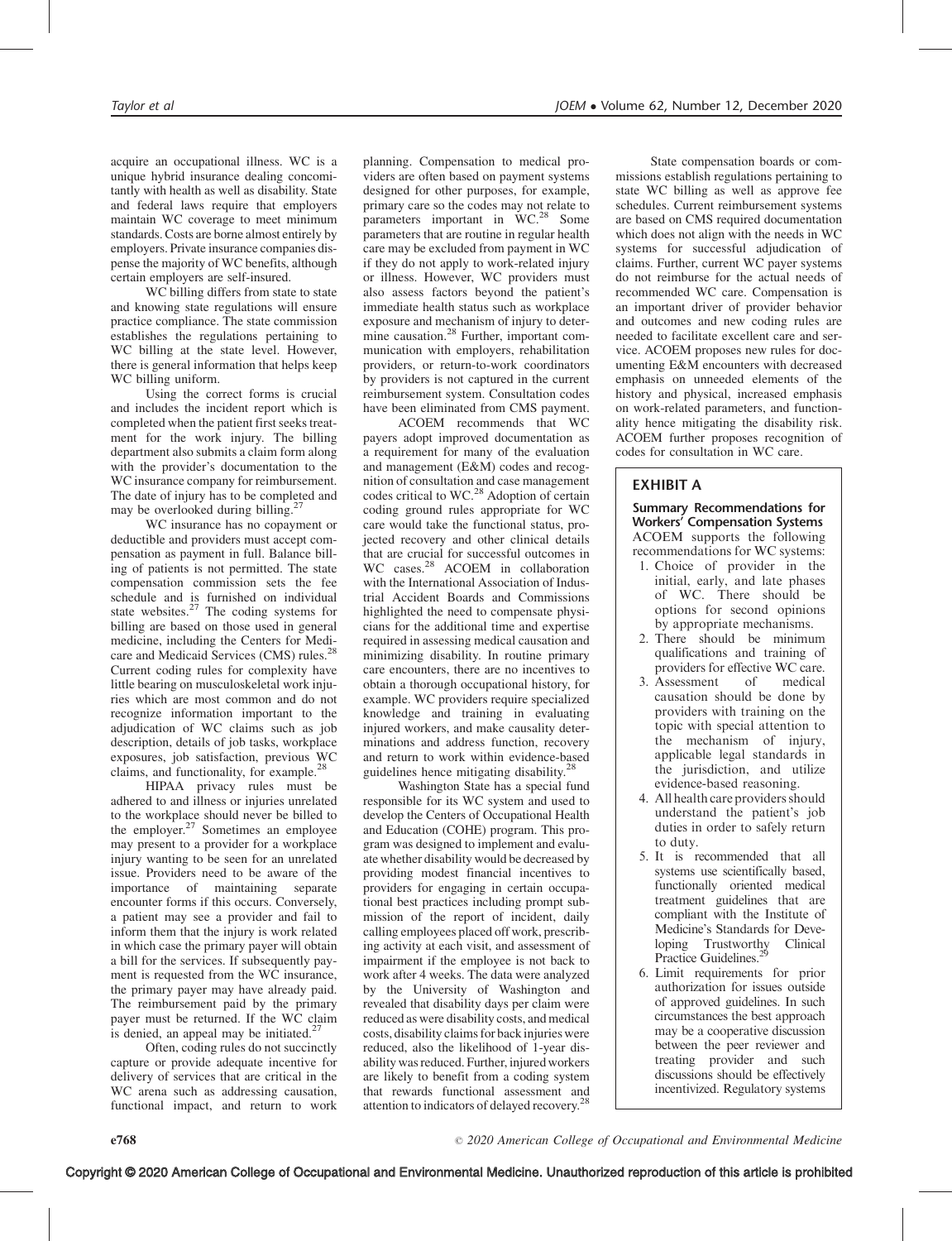acquire an occupational illness. WC is a unique hybrid insurance dealing concomitantly with health as well as disability. State and federal laws require that employers maintain WC coverage to meet minimum standards. Costs are borne almost entirely by employers. Private insurance companies dispense the majority of WC benefits, although certain employers are self-insured.

WC billing differs from state to state and knowing state regulations will ensure practice compliance. The state commission establishes the regulations pertaining to WC billing at the state level. However, there is general information that helps keep WC billing uniform.

Using the correct forms is crucial and includes the incident report which is completed when the patient first seeks treatment for the work injury. The billing department also submits a claim form along with the provider's documentation to the WC insurance company for reimbursement. The date of injury has to be completed and may be overlooked during billing.[27]

WC insurance has no copayment or deductible and providers must accept compensation as payment in full. Balance billing of patients is not permitted. The state compensation commission sets the fee schedule and is furnished on individual state websites.[27] The coding systems for billing are based on those used in general medicine, including the Centers for Medicare and Medicaid Services (CMS) rules.[28] Current coding rules for complexity have little bearing on musculoskeletal work injuries which are most common and do not recognize information important to the adjudication of WC claims such as job description, details of job tasks, workplace exposures, job satisfaction, previous WC claims, and functionality, for example.[28]

HIPAA privacy rules must be adhered to and illness or injuries unrelated to the workplace should never be billed to the employer.[27] Sometimes an employee may present to a provider for a workplace injury wanting to be seen for an unrelated issue. Providers need to be aware of the importance of maintaining separate encounter forms if this occurs. Conversely, a patient may see a provider and fail to inform them that the injury is work related in which case the primary payer will obtain a bill for the services. If subsequently payment is requested from the WC insurance, the primary payer may have already paid. The reimbursement paid by the primary payer must be returned. If the WC claim is denied, an appeal may be initiated.[27]

Often, coding rules do not succinctly capture or provide adequate incentive for delivery of services that are critical in the WC arena such as addressing causation, functional impact, and return to work planning. Compensation to medical providers are often based on payment systems designed for other purposes, for example, primary care so the codes may not relate to parameters important in WC.[28] Some parameters that are routine in regular health care may be excluded from payment in WC if they do not apply to work-related injury or illness. However, WC providers must also assess factors beyond the patient's immediate health status such as workplace exposure and mechanism of injury to determine causation.[28] Further, important communication with employers, rehabilitation providers, or return-to-work coordinators by providers is not captured in the current reimbursement system. Consultation codes have been eliminated from CMS payment.

ACOEM recommends that WC payers adopt improved documentation as a requirement for many of the evaluation and management (E&M) codes and recognition of consultation and case management codes critical to WC.[28] Adoption of certain coding ground rules appropriate for WC care would take the functional status, projected recovery and other clinical details that are crucial for successful outcomes in WC cases.[28] ACOEM in collaboration with the International Association of Industrial Accident Boards and Commissions highlighted the need to compensate physicians for the additional time and expertise required in assessing medical causation and minimizing disability. In routine primary care encounters, there are no incentives to obtain a thorough occupational history, for example. WC providers require specialized knowledge and training in evaluating injured workers, and make causality determinations and address function, recovery and return to work within evidence-based guidelines hence mitigating disability.[28]

Washington State has a special fund responsible for its WC system and used to develop the Centers of Occupational Health and Education (COHE) program. This program was designed to implement and evaluate whether disability would be decreased by providing modest financial incentives to providers for engaging in certain occupational best practices including prompt submission of the report of incident, daily calling employees placed off work, prescribing activity at each visit, and assessment of impairment if the employee is not back to work after 4 weeks. The data were analyzed by the University of Washington and revealed that disability days per claim were reduced as were disability costs, and medical costs, disability claims for back injuries were reduced, also the likelihood of 1-year disability was reduced. Further, injured workers are likely to benefit from a coding system that rewards functional assessment and attention to indicators of delayed recovery.[28]

State compensation boards or commissions establish regulations pertaining to state WC billing as well as approve fee schedules. Current reimbursement systems are based on CMS required documentation which does not align with the needs in WC systems for successful adjudication of claims. Further, current WC payer systems do not reimburse for the actual needs of recommended WC care. Compensation is an important driver of provider behavior and outcomes and new coding rules are needed to facilitate excellent care and service. ACOEM proposes new rules for documenting E&M encounters with decreased emphasis on unneeded elements of the history and physical, increased emphasis on work-related parameters, and functionality hence mitigating the disability risk. ACOEM further proposes recognition of codes for consultation in WC care.

## EXHIBIT A

**Summary Recommendations for Workers' Compensation Systems**

ACOEM supports the following recommendations for WC systems:

1. Choice of provider in the initial, early, and late phases of WC. There should be options for second opinions by appropriate mechanisms.
2. There should be minimum qualifications and training of providers for effective WC care.
3. Assessment of medical causation should be done by providers with training on the topic with special attention to the mechanism of injury, applicable legal standards in the jurisdiction, and utilize evidence-based reasoning.
4. All health care providers should understand the patient's job duties in order to safely return to duty.
5. It is recommended that all systems use scientifically based, functionally oriented medical treatment guidelines that are compliant with the Institute of Medicine's Standards for Developing Trustworthy Clinical Practice Guidelines.[29]
6. Limit requirements for prior authorization for issues outside of approved guidelines. In such circumstances the best approach may be a cooperative discussion between the peer reviewer and treating provider and such discussions should be effectively incentivized. Regulatory systems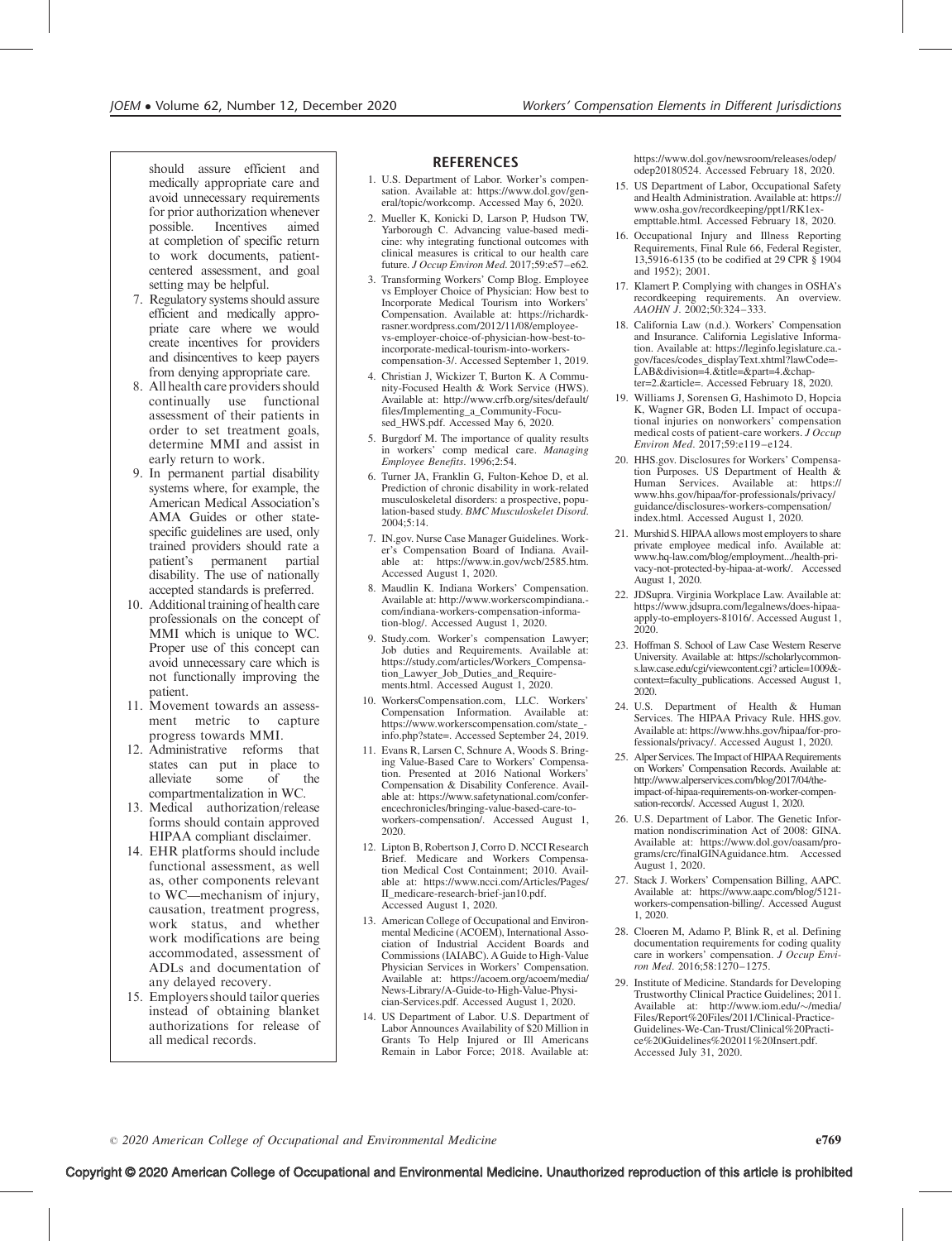should assure efficient and medically appropriate care and avoid unnecessary requirements for prior authorization whenever possible. Incentives aimed at completion of specific return to work documents, patient-centered assessment, and goal setting may be helpful.

7. Regulatory systems should assure efficient and medically appropriate care where we would create incentives for providers and disincentives to keep payers from denying appropriate care.
8. All health care providers should continually use functional assessment of their patients in order to set treatment goals, determine MMI and assist in early return to work.
9. In permanent partial disability systems where, for example, the American Medical Association's AMA Guides or other state-specific guidelines are used, only trained providers should rate a patient's permanent partial disability. The use of nationally accepted standards is preferred.
10. Additional training of health care professionals on the concept of MMI which is unique to WC. Proper use of this concept can avoid unnecessary care which is not functionally improving the patient.
11. Movement towards an assessment metric to capture progress towards MMI.
12. Administrative reforms that states can put in place to alleviate some of the compartmentalization in WC.
13. Medical authorization/release forms should contain approved HIPAA compliant disclaimer.
14. EHR platforms should include functional assessment, as well as, other components relevant to WC—mechanism of injury, causation, treatment progress, work status, and whether work modifications are being accommodated, assessment of ADLs and documentation of any delayed recovery.
15. Employers should tailor queries instead of obtaining blanket authorizations for release of all medical records.

## REFERENCES

1. U.S. Department of Labor. Worker's compensation. Available at: https://www.dol.gov/general/topic/workcomp. Accessed May 6, 2020.
2. Mueller K, Konicki D, Larson P, Hudson TW, Yarborough C. Advancing value-based medicine: why integrating functional outcomes with clinical measures is critical to our health care future. *J Occup Environ Med*. 2017;59:e57–e62.
3. Transforming Workers' Comp Blog. Employee vs Employer Choice of Physician: How best to Incorporate Medical Tourism into Workers' Compensation. Available at: https://richardkrasner.wordpress.com/2012/11/08/employee-vs-employer-choice-of-physician-how-best-to-incorporate-medical-tourism-into-workers-compensation-3/. Accessed September 1, 2019.
4. Christian J, Wickizer T, Burton K. A Community-Focused Health & Work Service (HWS). Available at: http://www.crfb.org/sites/default/files/Implementing_a_Community-Focused_HWS.pdf. Accessed May 6, 2020.
5. Burgdorf M. The importance of quality results in workers' comp medical care. *Managing Employee Benefits*. 1996;2:54.
6. Turner JA, Franklin G, Fulton-Kehoe D, et al. Prediction of chronic disability in work-related musculoskeletal disorders: a prospective, population-based study. *BMC Musculoskelet Disord*. 2004;5:14.
7. IN.gov. Nurse Case Manager Guidelines. Worker's Compensation Board of Indiana. Available at: https://www.in.gov/wcb/2585.htm. Accessed August 1, 2020.
8. Maudlin K. Indiana Workers' Compensation. Available at: http://www.workerscompindiana.com/indiana-workers-compensation-information-blog/. Accessed August 1, 2020.
9. Study.com. Worker's compensation Lawyer; Job duties and Requirements. Available at: https://study.com/articles/Workers_Compensation_Lawyer_Job_Duties_and_Requirements.html. Accessed August 1, 2020.
10. WorkersCompensation.com, LLC. Workers' Compensation Information. Available at: https://www.workerscompensation.com/state_info.php?state=. Accessed September 24, 2019.
11. Evans R, Larsen C, Schnure A, Woods S. Bringing Value-Based Care to Workers' Compensation. Presented at 2016 National Workers' Compensation & Disability Conference. Available at: https://www.safetynational.com/conferencechronicles/bringing-value-based-care-to-workers-compensation/. Accessed August 1, 2020.
12. Lipton B, Robertson J, Corro D. NCCI Research Brief. Medicare and Workers Compensation Medical Cost Containment; 2010. Available at: https://www.ncci.com/Articles/Pages/II_medicare-research-brief-jan10.pdf. Accessed August 1, 2020.
13. American College of Occupational and Environmental Medicine (ACOEM), International Association of Industrial Accident Boards and Commissions (IAIABC). A Guide to High-Value Physician Services in Workers' Compensation. Available at: https://acoem.org/acoem/media/News-Library/A-Guide-to-High-Value-Physician-Services.pdf. Accessed August 1, 2020.
14. US Department of Labor. U.S. Department of Labor Announces Availability of $20 Million in Grants To Help Injured or Ill Americans Remain in Labor Force; 2018. Available at: https://www.dol.gov/newsroom/releases/odep/odep20180524. Accessed February 18, 2020.
15. US Department of Labor, Occupational Safety and Health Administration. Available at: https://www.osha.gov/recordkeeping/ppt1/RK1exempttable.html. Accessed February 18, 2020.
16. Occupational Injury and Illness Reporting Requirements, Final Rule 66, Federal Register, 13,5916-6135 (to be codified at 29 CPR § 1904 and 1952); 2001.
17. Klamert P. Complying with changes in OSHA's recordkeeping requirements. An overview. *AAOHN J*. 2002;50:324–333.
18. California Law (n.d.). Workers' Compensation and Insurance. California Legislative Information. Available at: https://leginfo.legislature.ca.gov/faces/codes_displayText.xhtml?lawCode=LAB&division=4.&title=&part=4.&chapter=2.&article=. Accessed February 18, 2020.
19. Williams J, Sorensen G, Hashimoto D, Hopcia K, Wagner GR, Boden LI. Impact of occupational injuries on nonworkers' compensation medical costs of patient-care workers. *J Occup Environ Med*. 2017;59:e119–e124.
20. HHS.gov. Disclosures for Workers' Compensation Purposes. US Department of Health & Human Services. Available at: https://www.hhs.gov/hipaa/for-professionals/privacy/guidance/disclosures-workers-compensation/index.html. Accessed August 1, 2020.
21. Murshid S. HIPAA allows most employers to share private employee medical info. Available at: www.hq-law.com/blog/employment.../health-privacy-not-protected-by-hipaa-at-work/. Accessed August 1, 2020.
22. JDSupra. Virginia Workplace Law. Available at: https://www.jdsupra.com/legalnews/does-hipaa-apply-to-employers-81016/. Accessed August 1, 2020.
23. Hoffman S. School of Law Case Western Reserve University. Available at: https://scholarlycommons.law.case.edu/cgi/viewcontent.cgi?article=1009&context=faculty_publications. Accessed August 1, 2020.
24. U.S. Department of Health & Human Services. The HIPAA Privacy Rule. HHS.gov. Available at: https://www.hhs.gov/hipaa/for-professionals/privacy/. Accessed August 1, 2020.
25. Alper Services. The Impact of HIPAA Requirements on Workers' Compensation Records. Available at: http://www.alperservices.com/blog/2017/04/the-impact-of-hipaa-requirements-on-worker-compensation-records/. Accessed August 1, 2020.
26. U.S. Department of Labor. The Genetic Information nondiscrimination Act of 2008: GINA. Available at: https://www.dol.gov/oasam/programs/crc/finalGINAguidance.htm. Accessed August 1, 2020.
27. Stack J. Workers' Compensation Billing, AAPC. Available at: https://www.aapc.com/blog/5121-workers-compensation-billing/. Accessed August 1, 2020.
28. Cloeren M, Adamo P, Blink R, et al. Defining documentation requirements for coding quality care in workers' compensation. *J Occup Environ Med*. 2016;58:1270–1275.
29. Institute of Medicine. Standards for Developing Trustworthy Clinical Practice Guidelines; 2011. Available at: http://www.iom.edu/~/media/Files/Report%20Files/2011/Clinical-Practice-Guidelines-We-Can-Trust/Clinical%20Practice%20Guidelines%202011%20Insert.pdf. Accessed July 31, 2020.